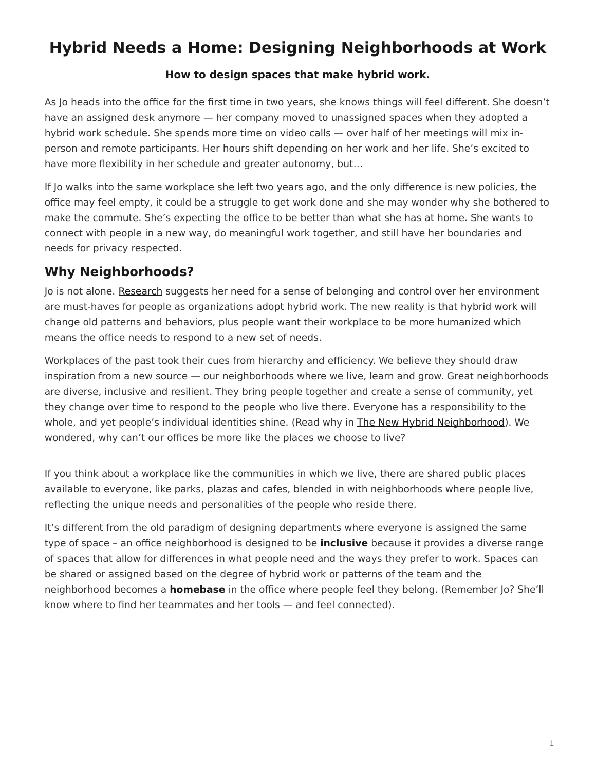# Hybrid Needs a Home: Designing Neighborhoods at Work

**How to design spaces that make hybrid work.**

As Jo heads into the office for the first time in two years, she knows things will feel different. She doesn't have an assigned desk anymore — her company moved to unassigned spaces when they adopted a hybrid work schedule. She spends more time on video calls — over half of her meetings will mix in-person and remote participants. Her hours shift depending on her work and her life. She's excited to have more flexibility in her schedule and greater autonomy, but…

If Jo walks into the same workplace she left two years ago, and the only difference is new policies, the office may feel empty, it could be a struggle to get work done and she may wonder why she bothered to make the commute. She's expecting the office to be better than what she has at home. She wants to connect with people in a new way, do meaningful work together, and still have her boundaries and needs for privacy respected.

## Why Neighborhoods?

Jo is not alone. Research suggests her need for a sense of belonging and control over her environment are must-haves for people as organizations adopt hybrid work. The new reality is that hybrid work will change old patterns and behaviors, plus people want their workplace to be more humanized which means the office needs to respond to a new set of needs.

Workplaces of the past took their cues from hierarchy and efficiency. We believe they should draw inspiration from a new source — our neighborhoods where we live, learn and grow. Great neighborhoods are diverse, inclusive and resilient. They bring people together and create a sense of community, yet they change over time to respond to the people who live there. Everyone has a responsibility to the whole, and yet people's individual identities shine. (Read why in The New Hybrid Neighborhood). We wondered, why can't our offices be more like the places we choose to live?

If you think about a workplace like the communities in which we live, there are shared public places available to everyone, like parks, plazas and cafes, blended in with neighborhoods where people live, reflecting the unique needs and personalities of the people who reside there.

It's different from the old paradigm of designing departments where everyone is assigned the same type of space – an office neighborhood is designed to be **inclusive** because it provides a diverse range of spaces that allow for differences in what people need and the ways they prefer to work. Spaces can be shared or assigned based on the degree of hybrid work or patterns of the team and the neighborhood becomes a **homebase** in the office where people feel they belong. (Remember Jo? She'll know where to find her teammates and her tools — and feel connected).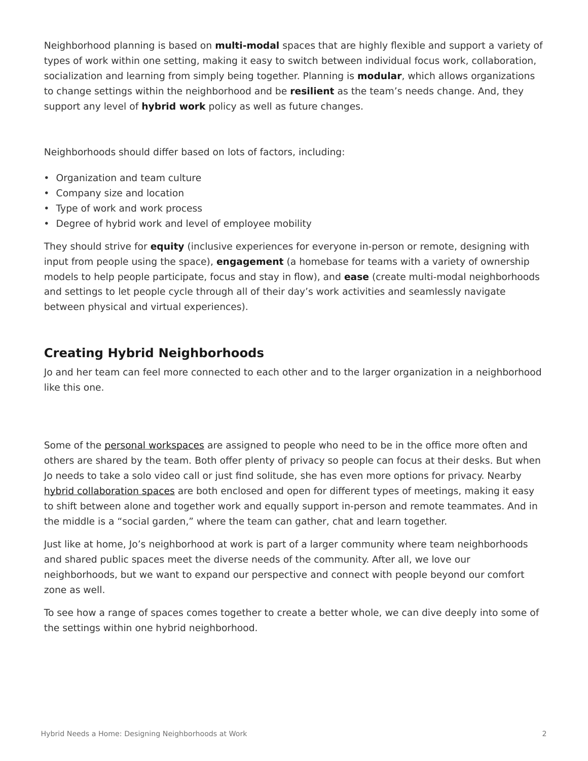Neighborhood planning is based on **multi-modal** spaces that are highly flexible and support a variety of types of work within one setting, making it easy to switch between individual focus work, collaboration, socialization and learning from simply being together. Planning is **modular**, which allows organizations to change settings within the neighborhood and be **resilient** as the team's needs change. And, they support any level of **hybrid work** policy as well as future changes.

Neighborhoods should differ based on lots of factors, including:

- Organization and team culture
- Company size and location
- Type of work and work process
- Degree of hybrid work and level of employee mobility

They should strive for **equity** (inclusive experiences for everyone in-person or remote, designing with input from people using the space), **engagement** (a homebase for teams with a variety of ownership models to help people participate, focus and stay in flow), and **ease** (create multi-modal neighborhoods and settings to let people cycle through all of their day's work activities and seamlessly navigate between physical and virtual experiences).

## Creating Hybrid Neighborhoods

Jo and her team can feel more connected to each other and to the larger organization in a neighborhood like this one.

Some of the personal workspaces are assigned to people who need to be in the office more often and others are shared by the team. Both offer plenty of privacy so people can focus at their desks. But when Jo needs to take a solo video call or just find solitude, she has even more options for privacy. Nearby hybrid collaboration spaces are both enclosed and open for different types of meetings, making it easy to shift between alone and together work and equally support in-person and remote teammates. And in the middle is a "social garden," where the team can gather, chat and learn together.

Just like at home, Jo's neighborhood at work is part of a larger community where team neighborhoods and shared public spaces meet the diverse needs of the community. After all, we love our neighborhoods, but we want to expand our perspective and connect with people beyond our comfort zone as well.

To see how a range of spaces comes together to create a better whole, we can dive deeply into some of the settings within one hybrid neighborhood.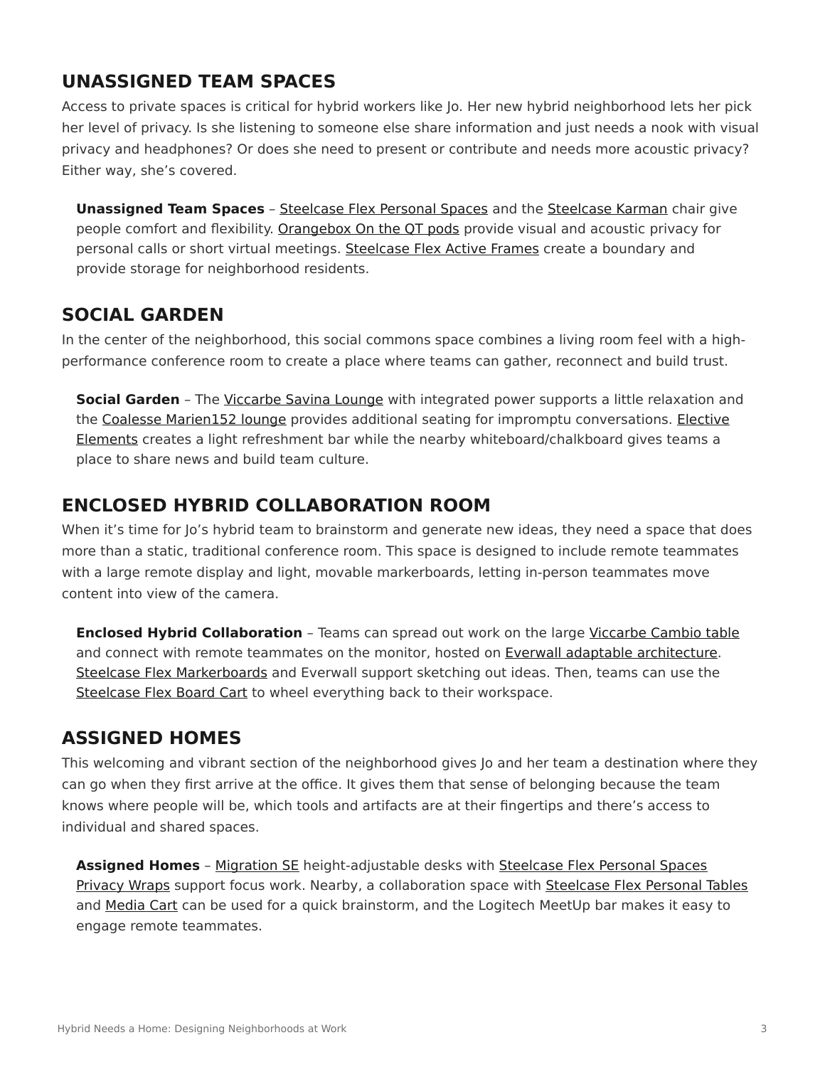## UNASSIGNED TEAM SPACES

Access to private spaces is critical for hybrid workers like Jo. Her new hybrid neighborhood lets her pick her level of privacy. Is she listening to someone else share information and just needs a nook with visual privacy and headphones? Or does she need to present or contribute and needs more acoustic privacy? Either way, she's covered.

> **Unassigned Team Spaces** – Steelcase Flex Personal Spaces and the Steelcase Karman chair give people comfort and flexibility. Orangebox On the QT pods provide visual and acoustic privacy for personal calls or short virtual meetings. Steelcase Flex Active Frames create a boundary and provide storage for neighborhood residents.

## SOCIAL GARDEN

In the center of the neighborhood, this social commons space combines a living room feel with a high-performance conference room to create a place where teams can gather, reconnect and build trust.

> **Social Garden** – The Viccarbe Savina Lounge with integrated power supports a little relaxation and the Coalesse Marien152 lounge provides additional seating for impromptu conversations. Elective Elements creates a light refreshment bar while the nearby whiteboard/chalkboard gives teams a place to share news and build team culture.

## ENCLOSED HYBRID COLLABORATION ROOM

When it's time for Jo's hybrid team to brainstorm and generate new ideas, they need a space that does more than a static, traditional conference room. This space is designed to include remote teammates with a large remote display and light, movable markerboards, letting in-person teammates move content into view of the camera.

> **Enclosed Hybrid Collaboration** – Teams can spread out work on the large Viccarbe Cambio table and connect with remote teammates on the monitor, hosted on Everwall adaptable architecture. Steelcase Flex Markerboards and Everwall support sketching out ideas. Then, teams can use the Steelcase Flex Board Cart to wheel everything back to their workspace.

## ASSIGNED HOMES

This welcoming and vibrant section of the neighborhood gives Jo and her team a destination where they can go when they first arrive at the office. It gives them that sense of belonging because the team knows where people will be, which tools and artifacts are at their fingertips and there's access to individual and shared spaces.

> **Assigned Homes** – Migration SE height-adjustable desks with Steelcase Flex Personal Spaces Privacy Wraps support focus work. Nearby, a collaboration space with Steelcase Flex Personal Tables and Media Cart can be used for a quick brainstorm, and the Logitech MeetUp bar makes it easy to engage remote teammates.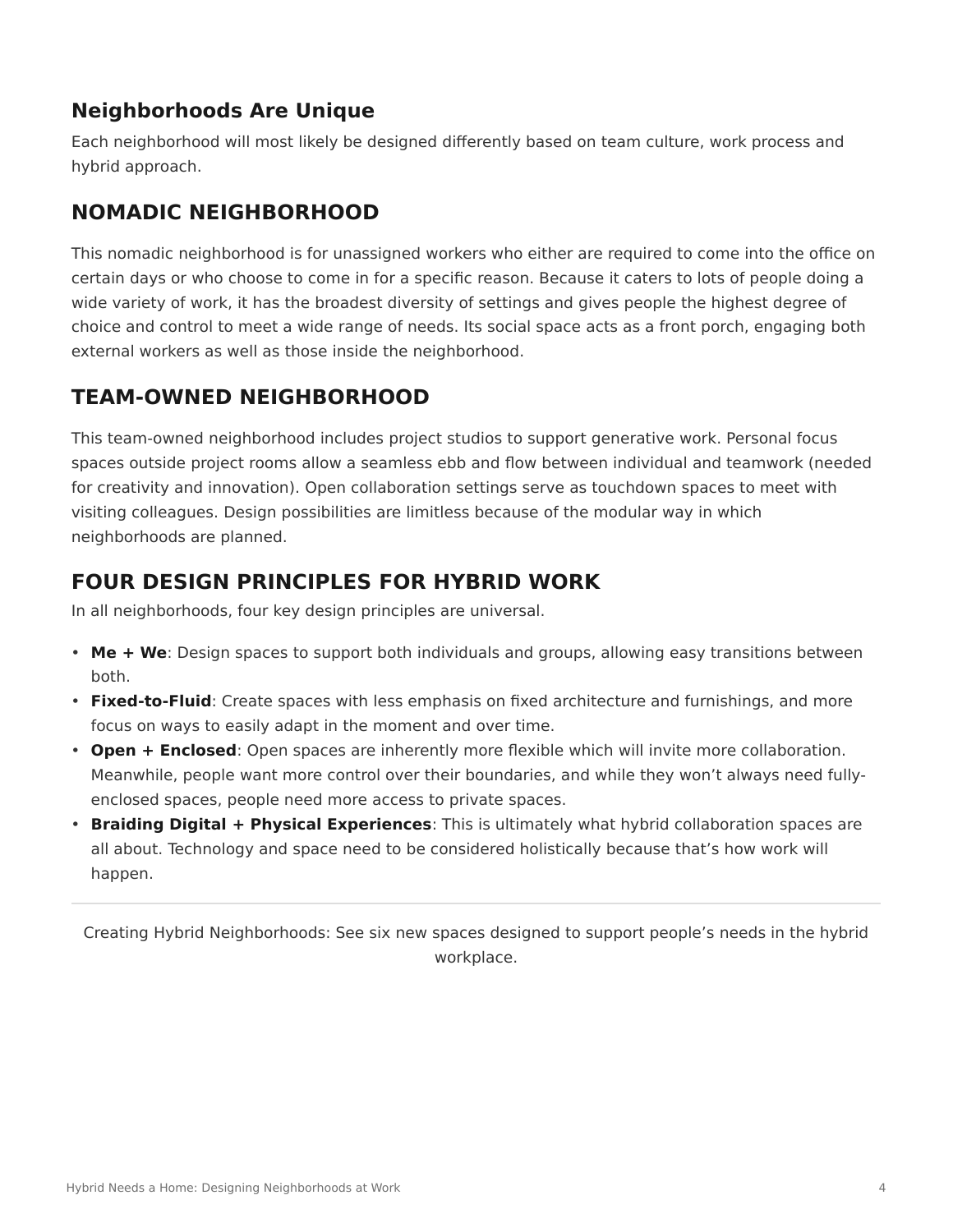## Neighborhoods Are Unique

Each neighborhood will most likely be designed differently based on team culture, work process and hybrid approach.

## NOMADIC NEIGHBORHOOD

This nomadic neighborhood is for unassigned workers who either are required to come into the office on certain days or who choose to come in for a specific reason. Because it caters to lots of people doing a wide variety of work, it has the broadest diversity of settings and gives people the highest degree of choice and control to meet a wide range of needs. Its social space acts as a front porch, engaging both external workers as well as those inside the neighborhood.

## TEAM-OWNED NEIGHBORHOOD

This team-owned neighborhood includes project studios to support generative work. Personal focus spaces outside project rooms allow a seamless ebb and flow between individual and teamwork (needed for creativity and innovation). Open collaboration settings serve as touchdown spaces to meet with visiting colleagues. Design possibilities are limitless because of the modular way in which neighborhoods are planned.

## FOUR DESIGN PRINCIPLES FOR HYBRID WORK

In all neighborhoods, four key design principles are universal.

- **Me + We**: Design spaces to support both individuals and groups, allowing easy transitions between both.
- **Fixed-to-Fluid**: Create spaces with less emphasis on fixed architecture and furnishings, and more focus on ways to easily adapt in the moment and over time.
- **Open + Enclosed**: Open spaces are inherently more flexible which will invite more collaboration. Meanwhile, people want more control over their boundaries, and while they won't always need fully-enclosed spaces, people need more access to private spaces.
- **Braiding Digital + Physical Experiences**: This is ultimately what hybrid collaboration spaces are all about. Technology and space need to be considered holistically because that's how work will happen.

---

Creating Hybrid Neighborhoods: See six new spaces designed to support people's needs in the hybrid workplace.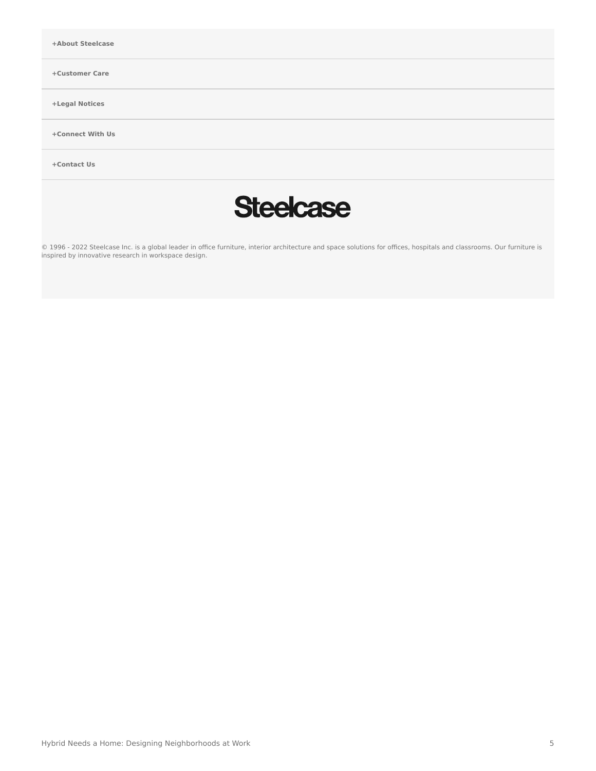**+About Steelcase**

**+Customer Care**

**+Legal Notices**

**+Connect With Us**

**+Contact Us**

Steelcase

© 1996 - 2022 Steelcase Inc. is a global leader in office furniture, interior architecture and space solutions for offices, hospitals and classrooms. Our furniture is inspired by innovative research in workspace design.